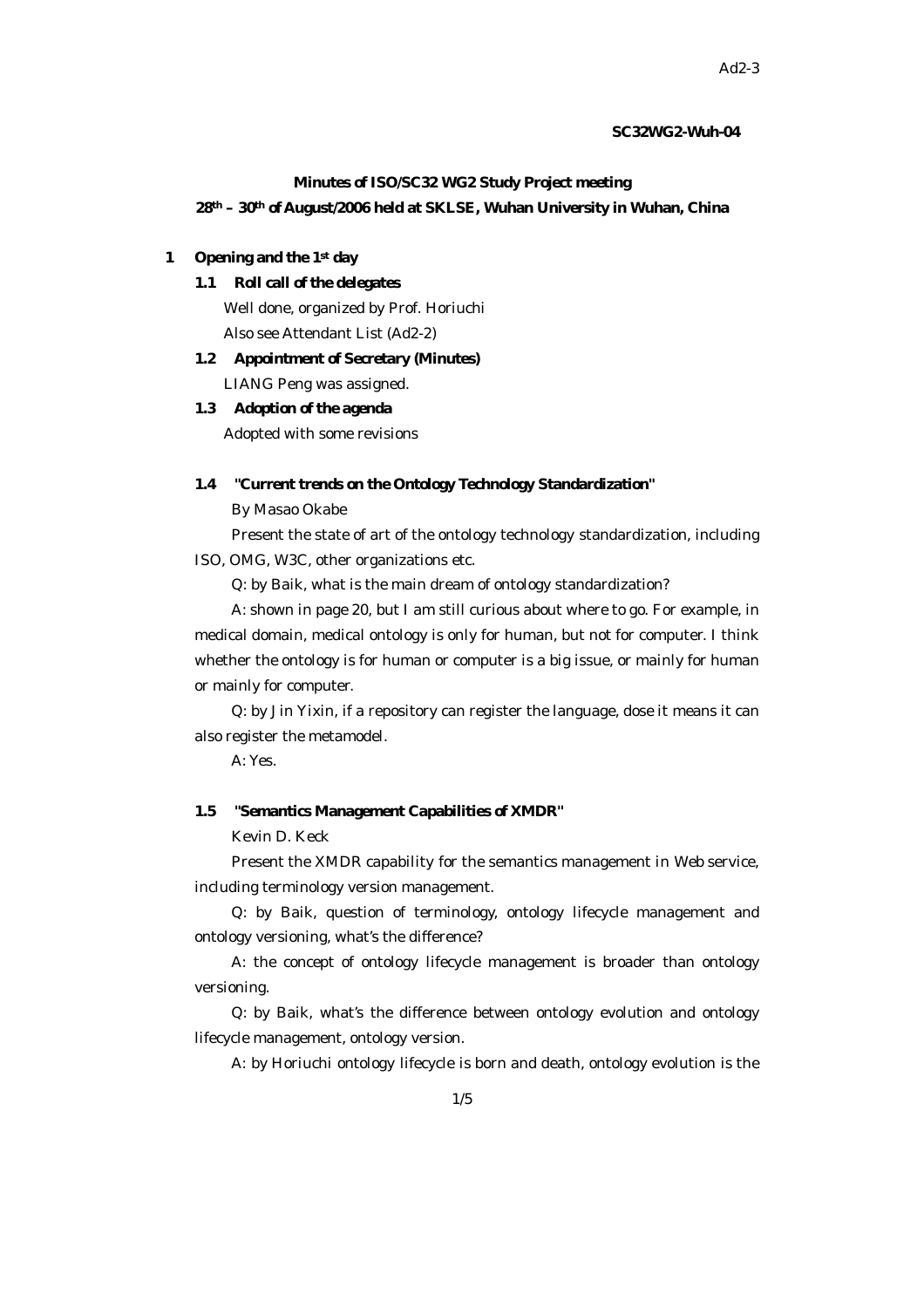Ad2-3

**SC32WG2-Wuh-04**

**Minutes of ISO/SC32 WG2 Study Project meeting**

**28th – 30th of August/2006 held at SKLSE, Wuhan University in Wuhan, China**

# 1 Opening and the 1st day

## 1.1 Roll call of the delegates

Well done, organized by Prof. Horiuchi

Also see Attendant List (Ad2-2)

## 1.2 Appointment of Secretary (Minutes)

LIANG Peng was assigned.

## 1.3 Adoption of the agenda

Adopted with some revisions

## 1.4 "Current trends on the Ontology Technology Standardization"

By Masao Okabe

Present the state of art of the ontology technology standardization, including ISO, OMG, W3C, other organizations etc.

Q: by Baik, what is the main dream of ontology standardization?

A: shown in page 20, but I am still curious about where to go. For example, in medical domain, medical ontology is only for human, but not for computer. I think whether the ontology is for human or computer is a big issue, or mainly for human or mainly for computer.

Q: by Jin Yixin, if a repository can register the language, dose it means it can also register the metamodel.

A: Yes.

## 1.5 "Semantics Management Capabilities of XMDR"

Kevin D. Keck

Present the XMDR capability for the semantics management in Web service, including terminology version management.

Q: by Baik, question of terminology, ontology lifecycle management and ontology versioning, what's the difference?

A: the concept of ontology lifecycle management is broader than ontology versioning.

Q: by Baik, what's the difference between ontology evolution and ontology lifecycle management, ontology version.

A: by Horiuchi ontology lifecycle is born and death, ontology evolution is the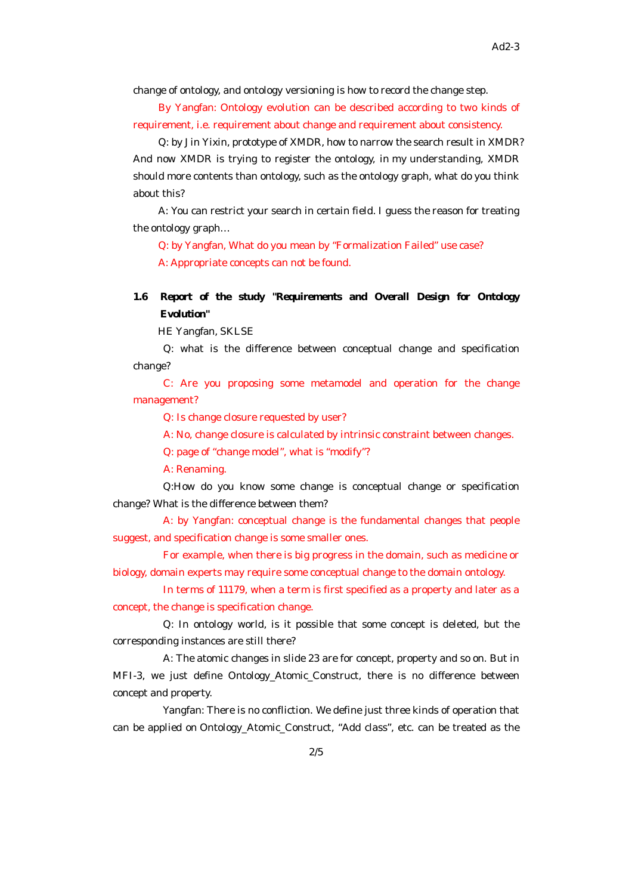change of ontology, and ontology versioning is how to record the change step.

By Yangfan: Ontology evolution can be described according to two kinds of requirement, i.e. requirement about change and requirement about consistency.

Q: by Jin Yixin, prototype of XMDR, how to narrow the search result in XMDR? And now XMDR is trying to register the ontology, in my understanding, XMDR should more contents than ontology, such as the ontology graph, what do you think about this?

A: You can restrict your search in certain field. I guess the reason for treating the ontology graph…

Q: by Yangfan, What do you mean by "Formalization Failed" use case?

A: Appropriate concepts can not be found.

### 1.6 Report of the study "Requirements and Overall Design for Ontology Evolution"

HE Yangfan, SKLSE

Q: what is the difference between conceptual change and specification change?

C: Are you proposing some metamodel and operation for the change management?

Q: Is change closure requested by user?

A: No, change closure is calculated by intrinsic constraint between changes.

Q: page of "change model", what is "modify"?

A: Renaming.

Q:How do you know some change is conceptual change or specification change? What is the difference between them?

A: by Yangfan: conceptual change is the fundamental changes that people suggest, and specification change is some smaller ones.

For example, when there is big progress in the domain, such as medicine or biology, domain experts may require some conceptual change to the domain ontology.

In terms of 11179, when a term is first specified as a property and later as a concept, the change is specification change.

Q: In ontology world, is it possible that some concept is deleted, but the corresponding instances are still there?

A: The atomic changes in slide 23 are for concept, property and so on. But in MFI-3, we just define Ontology_Atomic_Construct, there is no difference between concept and property.

Yangfan: There is no confliction. We define just three kinds of operation that can be applied on Ontology_Atomic_Construct, "Add class", etc. can be treated as the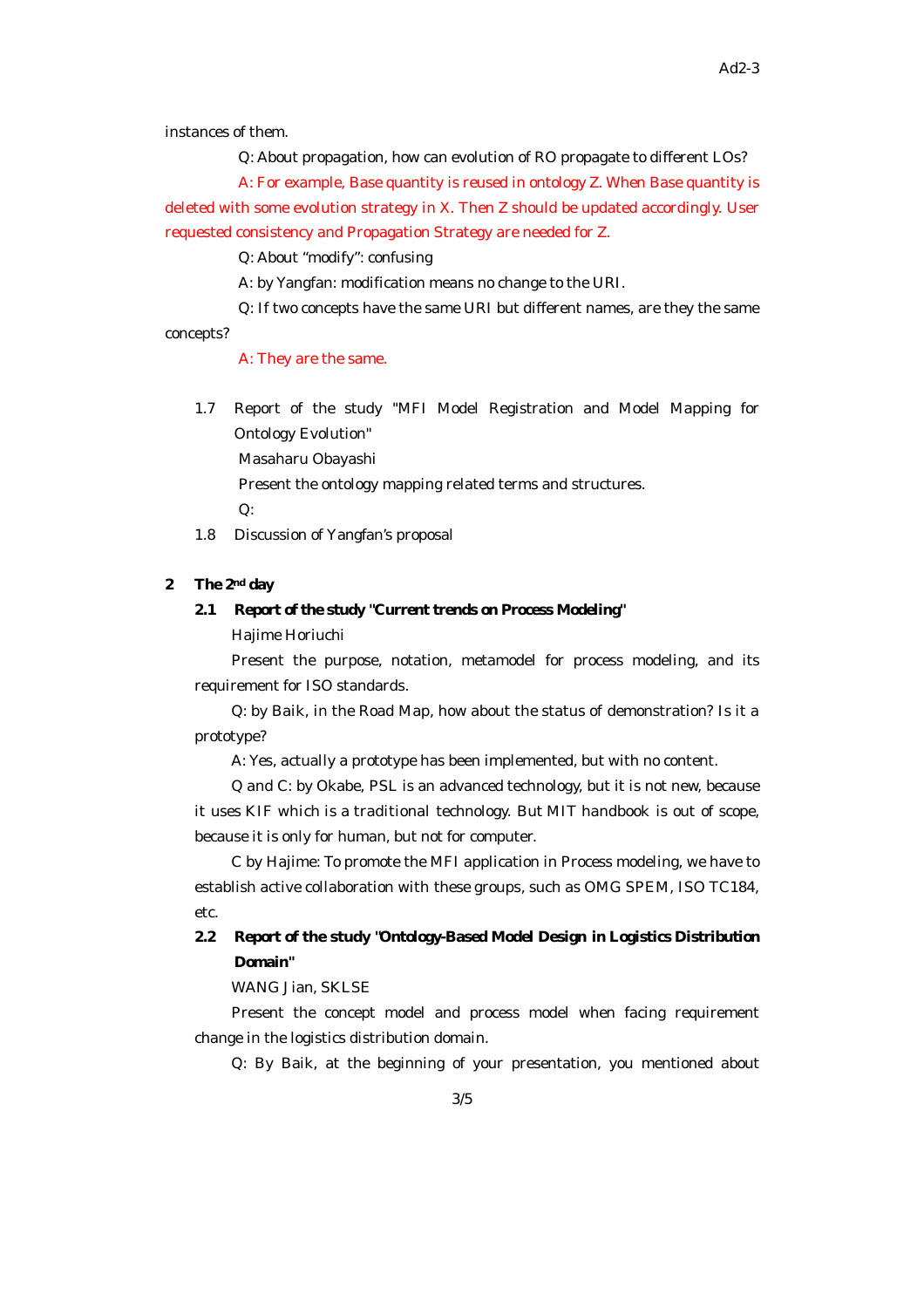instances of them.

Q: About propagation, how can evolution of RO propagate to different LOs?

A: For example, Base quantity is reused in ontology Z. When Base quantity is deleted with some evolution strategy in X. Then Z should be updated accordingly. User requested consistency and Propagation Strategy are needed for Z.

Q: About "modify": confusing

A: by Yangfan: modification means no change to the URI.

Q: If two concepts have the same URI but different names, are they the same concepts?

A: They are the same.

1.7 Report of the study "MFI Model Registration and Model Mapping for Ontology Evolution"

Masaharu Obayashi

Present the ontology mapping related terms and structures.

Q:

1.8 Discussion of Yangfan's proposal

## 2 The 2nd day

### 2.1 Report of the study "Current trends on Process Modeling"

Hajime Horiuchi

Present the purpose, notation, metamodel for process modeling, and its requirement for ISO standards.

Q: by Baik, in the Road Map, how about the status of demonstration? Is it a prototype?

A: Yes, actually a prototype has been implemented, but with no content.

Q and C: by Okabe, PSL is an advanced technology, but it is not new, because it uses KIF which is a traditional technology. But MIT handbook is out of scope, because it is only for human, but not for computer.

C by Hajime: To promote the MFI application in Process modeling, we have to establish active collaboration with these groups, such as OMG SPEM, ISO TC184, etc.

### 2.2 Report of the study "Ontology-Based Model Design in Logistics Distribution Domain"

WANG Jian, SKLSE

Present the concept model and process model when facing requirement change in the logistics distribution domain.

Q: By Baik, at the beginning of your presentation, you mentioned about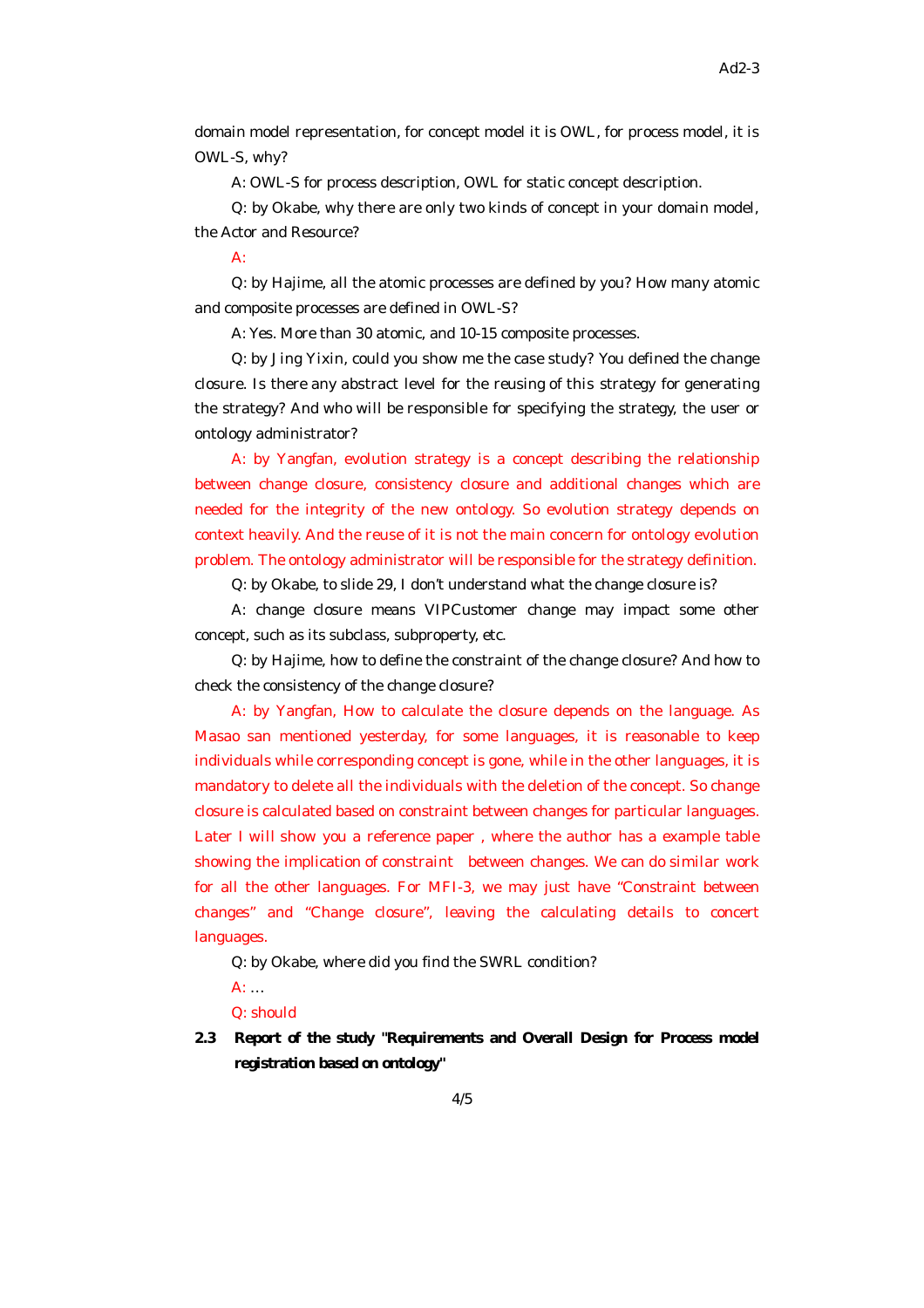domain model representation, for concept model it is OWL, for process model, it is OWL-S, why?

A: OWL-S for process description, OWL for static concept description.

Q: by Okabe, why there are only two kinds of concept in your domain model, the Actor and Resource?

A:

Q: by Hajime, all the atomic processes are defined by you? How many atomic and composite processes are defined in OWL-S?

A: Yes. More than 30 atomic, and 10-15 composite processes.

Q: by Jing Yixin, could you show me the case study? You defined the change closure. Is there any abstract level for the reusing of this strategy for generating the strategy? And who will be responsible for specifying the strategy, the user or ontology administrator?

A: by Yangfan, evolution strategy is a concept describing the relationship between change closure, consistency closure and additional changes which are needed for the integrity of the new ontology. So evolution strategy depends on context heavily. And the reuse of it is not the main concern for ontology evolution problem. The ontology administrator will be responsible for the strategy definition.

Q: by Okabe, to slide 29, I don't understand what the change closure is?

A: change closure means VIPCustomer change may impact some other concept, such as its subclass, subproperty, etc.

Q: by Hajime, how to define the constraint of the change closure? And how to check the consistency of the change closure?

A: by Yangfan, How to calculate the closure depends on the language. As Masao san mentioned yesterday, for some languages, it is reasonable to keep individuals while corresponding concept is gone, while in the other languages, it is mandatory to delete all the individuals with the deletion of the concept. So change closure is calculated based on constraint between changes for particular languages. Later I will show you a reference paper , where the author has a example table showing the implication of constraint between changes. We can do similar work for all the other languages. For MFI-3, we may just have "Constraint between changes" and "Change closure", leaving the calculating details to concert languages.

Q: by Okabe, where did you find the SWRL condition?

A: …

Q: should

**2.3 Report of the study "Requirements and Overall Design for Process model registration based on ontology"**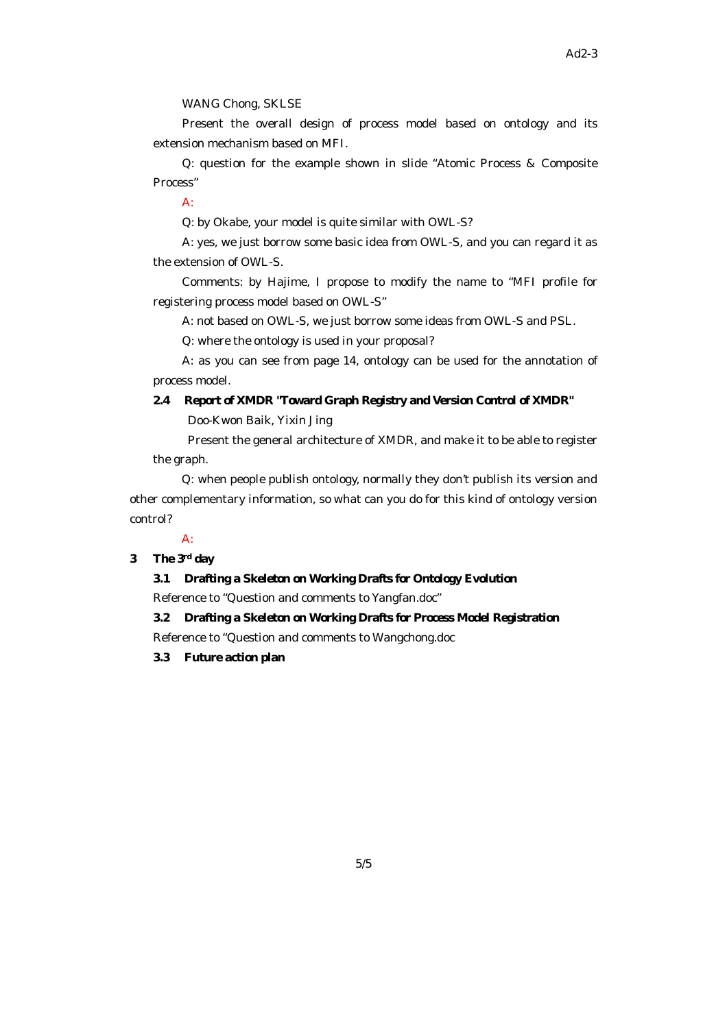WANG Chong, SKLSE

Present the overall design of process model based on ontology and its extension mechanism based on MFI.

Q: question for the example shown in slide "Atomic Process & Composite Process"

A:

Q: by Okabe, your model is quite similar with OWL-S?

A: yes, we just borrow some basic idea from OWL-S, and you can regard it as the extension of OWL-S.

Comments: by Hajime, I propose to modify the name to "MFI profile for registering process model based on OWL-S"

A: not based on OWL-S, we just borrow some ideas from OWL-S and PSL.

Q: where the ontology is used in your proposal?

A: as you can see from page 14, ontology can be used for the annotation of process model.

### 2.4 Report of XMDR "Toward Graph Registry and Version Control of XMDR"

Doo-Kwon Baik, Yixin Jing

Present the general architecture of XMDR, and make it to be able to register the graph.

Q: when people publish ontology, normally they don't publish its version and other complementary information, so what can you do for this kind of ontology version control?

A:

## 3 The 3rd day

### 3.1 Drafting a Skeleton on Working Drafts for Ontology Evolution

Reference to "Question and comments to Yangfan.doc"

### 3.2 Drafting a Skeleton on Working Drafts for Process Model Registration

Reference to "Question and comments to Wangchong.doc

### 3.3 Future action plan